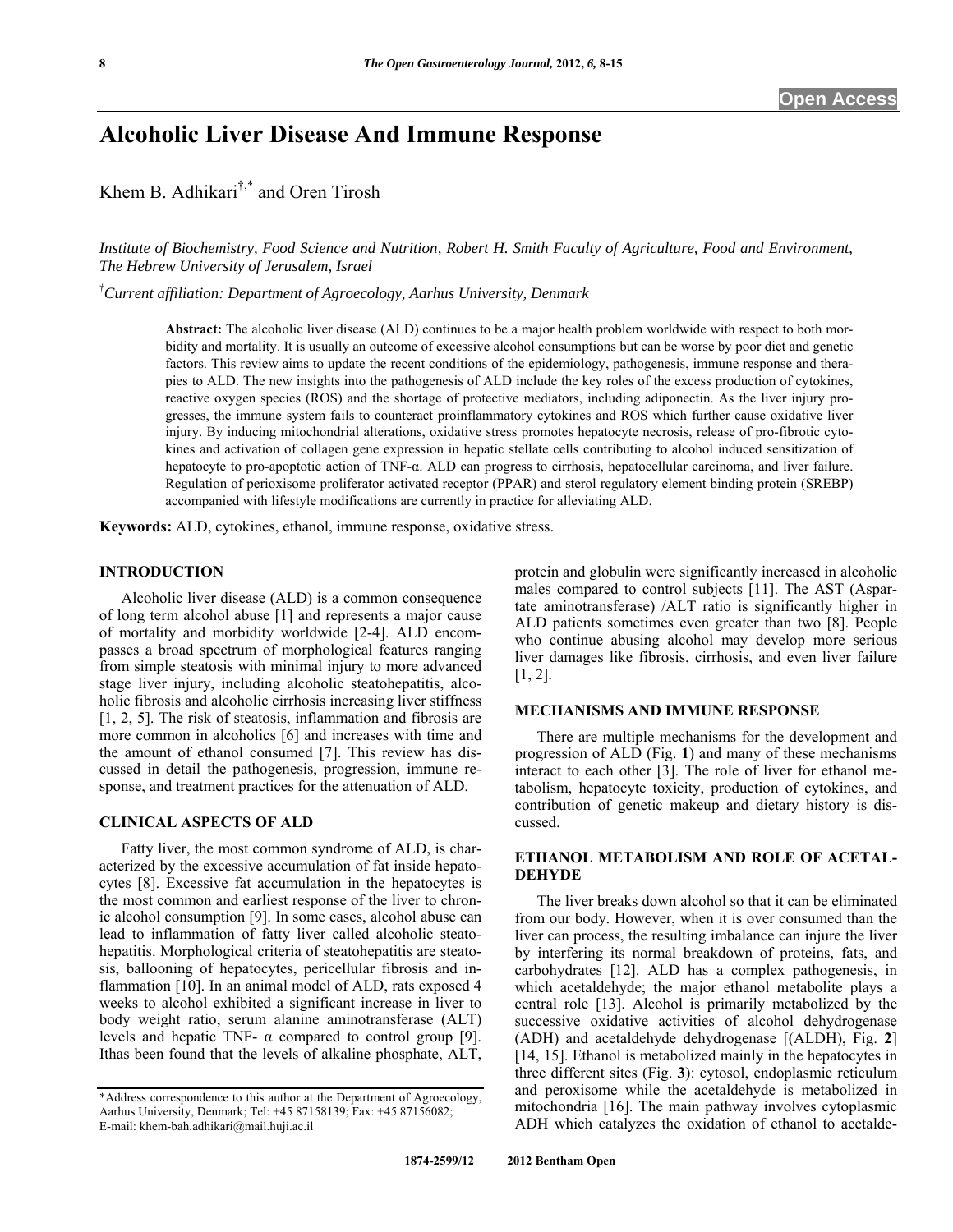# Alcoholic Liver Disease And Immune Response

Khem B. Adhikari[†,*] and Oren Tirosh

*Institute of Biochemistry, Food Science and Nutrition, Robert H. Smith Faculty of Agriculture, Food and Environment, The Hebrew University of Jerusalem, Israel*

[†]*Current affiliation: Department of Agroecology, Aarhus University, Denmark*

**Abstract:** The alcoholic liver disease (ALD) continues to be a major health problem worldwide with respect to both morbidity and mortality. It is usually an outcome of excessive alcohol consumptions but can be worse by poor diet and genetic factors. This review aims to update the recent conditions of the epidemiology, pathogenesis, immune response and therapies to ALD. The new insights into the pathogenesis of ALD include the key roles of the excess production of cytokines, reactive oxygen species (ROS) and the shortage of protective mediators, including adiponectin. As the liver injury progresses, the immune system fails to counteract proinflammatory cytokines and ROS which further cause oxidative liver injury. By inducing mitochondrial alterations, oxidative stress promotes hepatocyte necrosis, release of pro-fibrotic cytokines and activation of collagen gene expression in hepatic stellate cells contributing to alcohol induced sensitization of hepatocyte to pro-apoptotic action of TNF-α. ALD can progress to cirrhosis, hepatocellular carcinoma, and liver failure. Regulation of perioxisome proliferator activated receptor (PPAR) and sterol regulatory element binding protein (SREBP) accompanied with lifestyle modifications are currently in practice for alleviating ALD.

**Keywords:** ALD, cytokines, ethanol, immune response, oxidative stress.

## INTRODUCTION

Alcoholic liver disease (ALD) is a common consequence of long term alcohol abuse [1] and represents a major cause of mortality and morbidity worldwide [2-4]. ALD encompasses a broad spectrum of morphological features ranging from simple steatosis with minimal injury to more advanced stage liver injury, including alcoholic steatohepatitis, alcoholic fibrosis and alcoholic cirrhosis increasing liver stiffness [1, 2, 5]. The risk of steatosis, inflammation and fibrosis are more common in alcoholics [6] and increases with time and the amount of ethanol consumed [7]. This review has discussed in detail the pathogenesis, progression, immune response, and treatment practices for the attenuation of ALD.

## CLINICAL ASPECTS OF ALD

Fatty liver, the most common syndrome of ALD, is characterized by the excessive accumulation of fat inside hepatocytes [8]. Excessive fat accumulation in the hepatocytes is the most common and earliest response of the liver to chronic alcohol consumption [9]. In some cases, alcohol abuse can lead to inflammation of fatty liver called alcoholic steatohepatitis. Morphological criteria of steatohepatitis are steatosis, ballooning of hepatocytes, pericellular fibrosis and inflammation [10]. In an animal model of ALD, rats exposed 4 weeks to alcohol exhibited a significant increase in liver to body weight ratio, serum alanine aminotransferase (ALT) levels and hepatic TNF- α compared to control group [9]. Ithas been found that the levels of alkaline phosphate, ALT, protein and globulin were significantly increased in alcoholic males compared to control subjects [11]. The AST (Aspartate aminotransferase) /ALT ratio is significantly higher in ALD patients sometimes even greater than two [8]. People who continue abusing alcohol may develop more serious liver damages like fibrosis, cirrhosis, and even liver failure [1, 2].

## MECHANISMS AND IMMUNE RESPONSE

There are multiple mechanisms for the development and progression of ALD (Fig. **1**) and many of these mechanisms interact to each other [3]. The role of liver for ethanol metabolism, hepatocyte toxicity, production of cytokines, and contribution of genetic makeup and dietary history is discussed.

## ETHANOL METABOLISM AND ROLE OF ACETALDEHYDE

The liver breaks down alcohol so that it can be eliminated from our body. However, when it is over consumed than the liver can process, the resulting imbalance can injure the liver by interfering its normal breakdown of proteins, fats, and carbohydrates [12]. ALD has a complex pathogenesis, in which acetaldehyde; the major ethanol metabolite plays a central role [13]. Alcohol is primarily metabolized by the successive oxidative activities of alcohol dehydrogenase (ADH) and acetaldehyde dehydrogenase [(ALDH), Fig. **2**] [14, 15]. Ethanol is metabolized mainly in the hepatocytes in three different sites (Fig. **3**): cytosol, endoplasmic reticulum and peroxisome while the acetaldehyde is metabolized in mitochondria [16]. The main pathway involves cytoplasmic ADH which catalyzes the oxidation of ethanol to acetalde-

---

*Address correspondence to this author at the Department of Agroecology, Aarhus University, Denmark; Tel: +45 87158139; Fax: +45 87156082; E-mail: khem-bah.adhikari@mail.huji.ac.il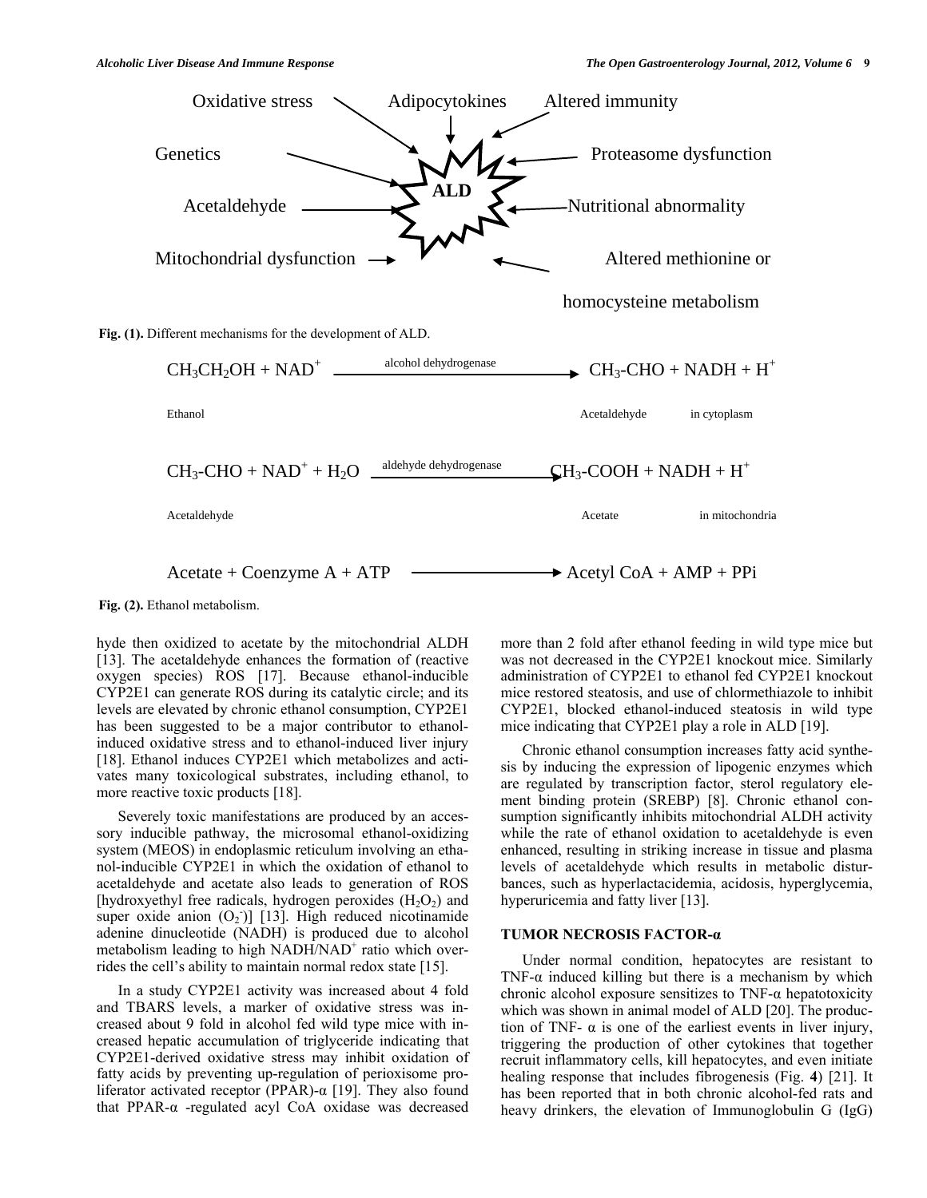Oxidative stress, Adipocytokines, Altered immunity, Genetics, Proteasome dysfunction, Acetaldehyde, **ALD**, Nutritional abnormality, Mitochondrial dysfunction, Altered methionine or homocysteine metabolism

**Fig. (1).** Different mechanisms for the development of ALD.

$$CH_3CH_2OH + NAD^+ \xrightarrow{\text{alcohol dehydrogenase}} CH_3\text{-}CHO + NADH + H^+$$

Ethanol → Acetaldehyde in cytoplasm

$$CH_3\text{-}CHO + NAD^+ + H_2O \xrightarrow{\text{aldehyde dehydrogenase}} CH_3\text{-}COOH + NADH + H^+$$

Acetaldehyde → Acetate in mitochondria

$$\text{Acetate} + \text{Coenzyme A} + \text{ATP} \longrightarrow \text{Acetyl CoA} + \text{AMP} + \text{PPi}$$

**Fig. (2).** Ethanol metabolism.

hyde then oxidized to acetate by the mitochondrial ALDH [13]. The acetaldehyde enhances the formation of (reactive oxygen species) ROS [17]. Because ethanol-inducible CYP2E1 can generate ROS during its catalytic circle; and its levels are elevated by chronic ethanol consumption, CYP2E1 has been suggested to be a major contributor to ethanol-induced oxidative stress and to ethanol-induced liver injury [18]. Ethanol induces CYP2E1 which metabolizes and activates many toxicological substrates, including ethanol, to more reactive toxic products [18].

Severely toxic manifestations are produced by an accessory inducible pathway, the microsomal ethanol-oxidizing system (MEOS) in endoplasmic reticulum involving an ethanol-inducible CYP2E1 in which the oxidation of ethanol to acetaldehyde and acetate also leads to generation of ROS [hydroxyethyl free radicals, hydrogen peroxides ($H_2O_2$) and super oxide anion ($O_2^-$)] [13]. High reduced nicotinamide adenine dinucleotide (NADH) is produced due to alcohol metabolism leading to high $NADH/NAD^+$ ratio which overrides the cell's ability to maintain normal redox state [15].

In a study CYP2E1 activity was increased about 4 fold and TBARS levels, a marker of oxidative stress was increased about 9 fold in alcohol fed wild type mice with increased hepatic accumulation of triglyceride indicating that CYP2E1-derived oxidative stress may inhibit oxidation of fatty acids by preventing up-regulation of perioxisome proliferator activated receptor (PPAR)-α [19]. They also found that PPAR-α -regulated acyl CoA oxidase was decreased more than 2 fold after ethanol feeding in wild type mice but was not decreased in the CYP2E1 knockout mice. Similarly administration of CYP2E1 to ethanol fed CYP2E1 knockout mice restored steatosis, and use of chlormethiazole to inhibit CYP2E1, blocked ethanol-induced steatosis in wild type mice indicating that CYP2E1 play a role in ALD [19].

Chronic ethanol consumption increases fatty acid synthesis by inducing the expression of lipogenic enzymes which are regulated by transcription factor, sterol regulatory element binding protein (SREBP) [8]. Chronic ethanol consumption significantly inhibits mitochondrial ALDH activity while the rate of ethanol oxidation to acetaldehyde is even enhanced, resulting in striking increase in tissue and plasma levels of acetaldehyde which results in metabolic disturbances, such as hyperlactacidemia, acidosis, hyperglycemia, hyperuricemia and fatty liver [13].

## TUMOR NECROSIS FACTOR-α

Under normal condition, hepatocytes are resistant to TNF-α induced killing but there is a mechanism by which chronic alcohol exposure sensitizes to TNF-α hepatotoxicity which was shown in animal model of ALD [20]. The production of TNF- α is one of the earliest events in liver injury, triggering the production of other cytokines that together recruit inflammatory cells, kill hepatocytes, and even initiate healing response that includes fibrogenesis (Fig. **4**) [21]. It has been reported that in both chronic alcohol-fed rats and heavy drinkers, the elevation of Immunoglobulin G (IgG)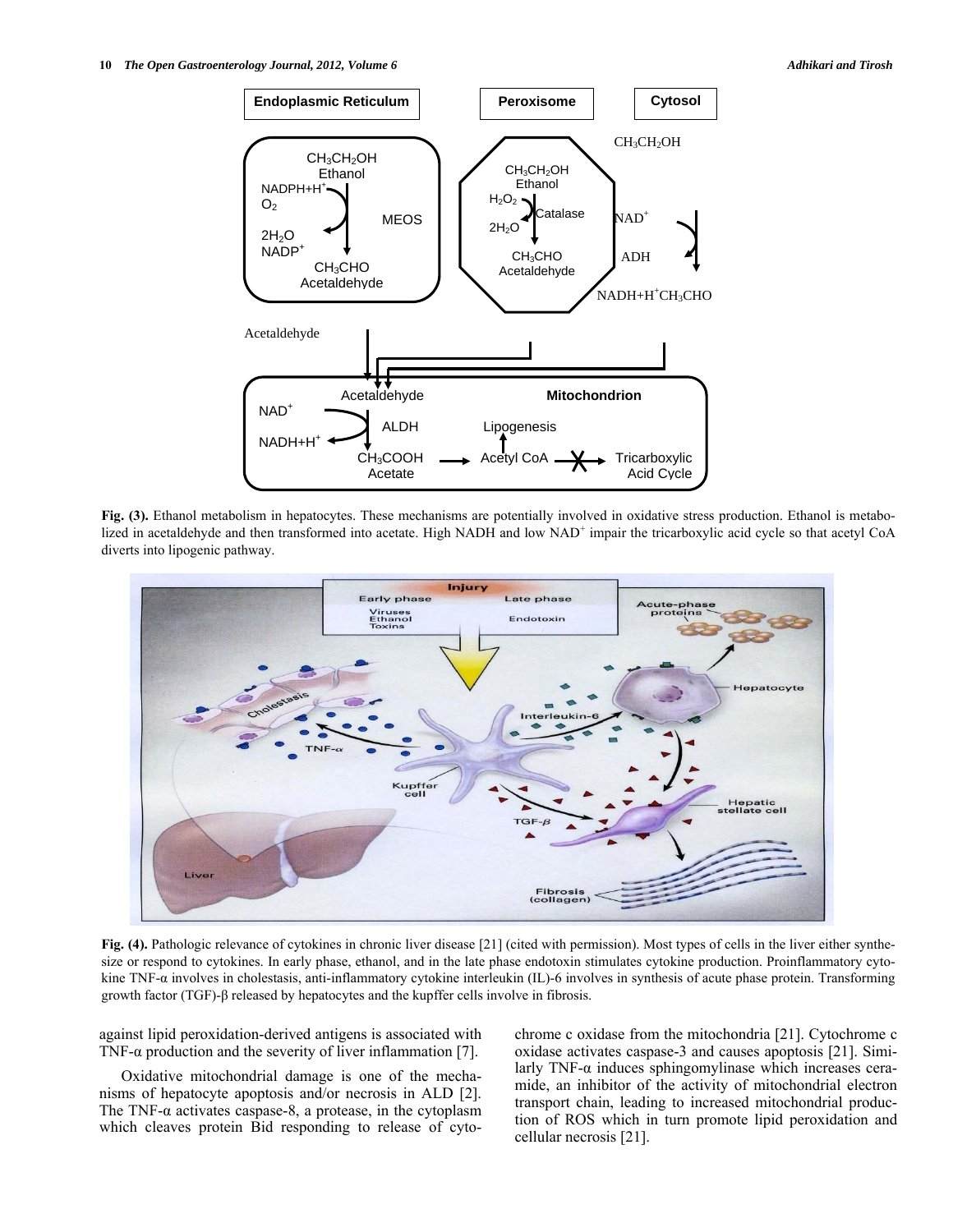**Fig. (3).** Ethanol metabolism in hepatocytes. These mechanisms are potentially involved in oxidative stress production. Ethanol is metabolized in acetaldehyde and then transformed into acetate. High NADH and low $NAD^+$ impair the tricarboxylic acid cycle so that acetyl CoA diverts into lipogenic pathway.

**Fig. (4).** Pathologic relevance of cytokines in chronic liver disease [21] (cited with permission). Most types of cells in the liver either synthesize or respond to cytokines. In early phase, ethanol, and in the late phase endotoxin stimulates cytokine production. Proinflammatory cytokine TNF-α involves in cholestasis, anti-inflammatory cytokine interleukin (IL)-6 involves in synthesis of acute phase protein. Transforming growth factor (TGF)-β released by hepatocytes and the kupffer cells involve in fibrosis.

against lipid peroxidation-derived antigens is associated with TNF-α production and the severity of liver inflammation [7].

Oxidative mitochondrial damage is one of the mechanisms of hepatocyte apoptosis and/or necrosis in ALD [2]. The TNF-α activates caspase-8, a protease, in the cytoplasm which cleaves protein Bid responding to release of cytochrome c oxidase from the mitochondria [21]. Cytochrome c oxidase activates caspase-3 and causes apoptosis [21]. Similarly TNF-α induces sphingomylinase which increases ceramide, an inhibitor of the activity of mitochondrial electron transport chain, leading to increased mitochondrial production of ROS which in turn promote lipid peroxidation and cellular necrosis [21].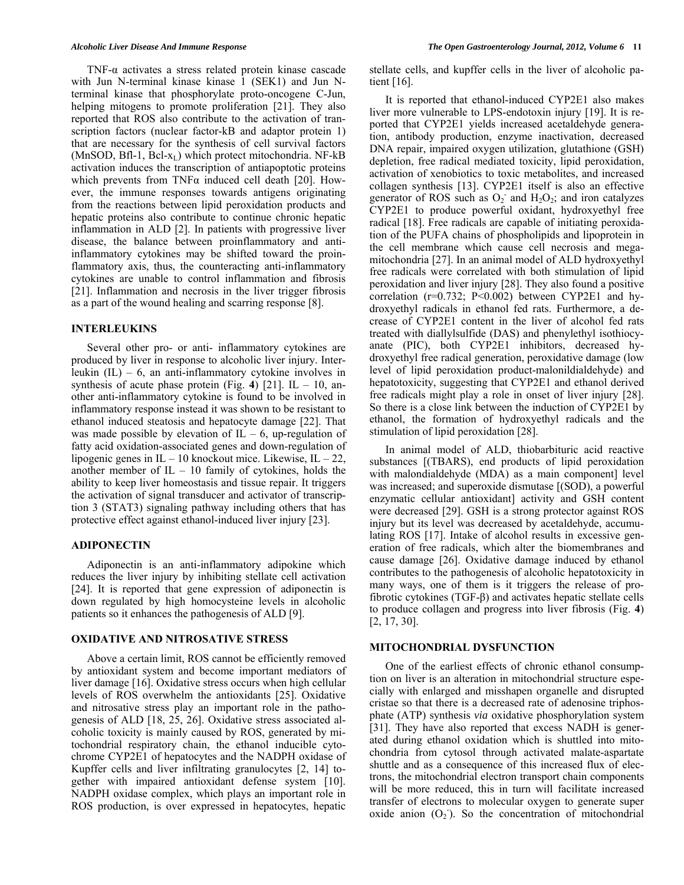TNF-α activates a stress related protein kinase cascade with Jun N-terminal kinase kinase 1 (SEK1) and Jun N-terminal kinase that phosphorylate proto-oncogene C-Jun, helping mitogens to promote proliferation [21]. They also reported that ROS also contribute to the activation of transcription factors (nuclear factor-kB and adaptor protein 1) that are necessary for the synthesis of cell survival factors (MnSOD, Bfl-1, Bcl-$x_L$) which protect mitochondria. NF-kB activation induces the transcription of antiapoptotic proteins which prevents from TNFα induced cell death [20]. However, the immune responses towards antigens originating from the reactions between lipid peroxidation products and hepatic proteins also contribute to continue chronic hepatic inflammation in ALD [2]. In patients with progressive liver disease, the balance between proinflammatory and anti-inflammatory cytokines may be shifted toward the proinflammatory axis, thus, the counteracting anti-inflammatory cytokines are unable to control inflammation and fibrosis [21]. Inflammation and necrosis in the liver trigger fibrosis as a part of the wound healing and scarring response [8].

## INTERLEUKINS

Several other pro- or anti- inflammatory cytokines are produced by liver in response to alcoholic liver injury. Interleukin (IL) – 6, an anti-inflammatory cytokine involves in synthesis of acute phase protein (Fig. **4**) [21]. IL – 10, another anti-inflammatory cytokine is found to be involved in inflammatory response instead it was shown to be resistant to ethanol induced steatosis and hepatocyte damage [22]. That was made possible by elevation of IL – 6, up-regulation of fatty acid oxidation-associated genes and down-regulation of lipogenic genes in IL – 10 knockout mice. Likewise, IL – 22, another member of IL – 10 family of cytokines, holds the ability to keep liver homeostasis and tissue repair. It triggers the activation of signal transducer and activator of transcription 3 (STAT3) signaling pathway including others that has protective effect against ethanol-induced liver injury [23].

## ADIPONECTIN

Adiponectin is an anti-inflammatory adipokine which reduces the liver injury by inhibiting stellate cell activation [24]. It is reported that gene expression of adiponectin is down regulated by high homocysteine levels in alcoholic patients so it enhances the pathogenesis of ALD [9].

## OXIDATIVE AND NITROSATIVE STRESS

Above a certain limit, ROS cannot be efficiently removed by antioxidant system and become important mediators of liver damage [16]. Oxidative stress occurs when high cellular levels of ROS overwhelm the antioxidants [25]. Oxidative and nitrosative stress play an important role in the pathogenesis of ALD [18, 25, 26]. Oxidative stress associated alcoholic toxicity is mainly caused by ROS, generated by mitochondrial respiratory chain, the ethanol inducible cytochrome CYP2E1 of hepatocytes and the NADPH oxidase of Kupffer cells and liver infiltrating granulocytes [2, 14] together with impaired antioxidant defense system [10]. NADPH oxidase complex, which plays an important role in ROS production, is over expressed in hepatocytes, hepatic stellate cells, and kupffer cells in the liver of alcoholic patient [16].

It is reported that ethanol-induced CYP2E1 also makes liver more vulnerable to LPS-endotoxin injury [19]. It is reported that CYP2E1 yields increased acetaldehyde generation, antibody production, enzyme inactivation, decreased DNA repair, impaired oxygen utilization, glutathione (GSH) depletion, free radical mediated toxicity, lipid peroxidation, activation of xenobiotics to toxic metabolites, and increased collagen synthesis [13]. CYP2E1 itself is also an effective generator of ROS such as $O_2^-$ and $H_2O_2$; and iron catalyzes CYP2E1 to produce powerful oxidant, hydroxyethyl free radical [18]. Free radicals are capable of initiating peroxidation of the PUFA chains of phospholipids and lipoprotein in the cell membrane which cause cell necrosis and megamitochondria [27]. In an animal model of ALD hydroxyethyl free radicals were correlated with both stimulation of lipid peroxidation and liver injury [28]. They also found a positive correlation ($r=0.732$; $P<0.002$) between CYP2E1 and hydroxyethyl radicals in ethanol fed rats. Furthermore, a decrease of CYP2E1 content in the liver of alcohol fed rats treated with diallylsulfide (DAS) and phenylethyl isothiocyanate (PIC), both CYP2E1 inhibitors, decreased hydroxyethyl free radical generation, peroxidative damage (low level of lipid peroxidation product-malonildialdehyde) and hepatotoxicity, suggesting that CYP2E1 and ethanol derived free radicals might play a role in onset of liver injury [28]. So there is a close link between the induction of CYP2E1 by ethanol, the formation of hydroxyethyl radicals and the stimulation of lipid peroxidation [28].

In animal model of ALD, thiobarbituric acid reactive substances [(TBARS), end products of lipid peroxidation with malondialdehyde (MDA) as a main component] level was increased; and superoxide dismutase [(SOD), a powerful enzymatic cellular antioxidant] activity and GSH content were decreased [29]. GSH is a strong protector against ROS injury but its level was decreased by acetaldehyde, accumulating ROS [17]. Intake of alcohol results in excessive generation of free radicals, which alter the biomembranes and cause damage [26]. Oxidative damage induced by ethanol contributes to the pathogenesis of alcoholic hepatotoxicity in many ways, one of them is it triggers the release of profibrotic cytokines (TGF-β) and activates hepatic stellate cells to produce collagen and progress into liver fibrosis (Fig. **4**) [2, 17, 30].

## MITOCHONDRIAL DYSFUNCTION

One of the earliest effects of chronic ethanol consumption on liver is an alteration in mitochondrial structure especially with enlarged and misshapen organelle and disrupted cristae so that there is a decreased rate of adenosine triphosphate (ATP) synthesis *via* oxidative phosphorylation system [31]. They have also reported that excess NADH is generated during ethanol oxidation which is shuttled into mitochondria from cytosol through activated malate-aspartate shuttle and as a consequence of this increased flux of electrons, the mitochondrial electron transport chain components will be more reduced, this in turn will facilitate increased transfer of electrons to molecular oxygen to generate super oxide anion ($O_2^-$). So the concentration of mitochondrial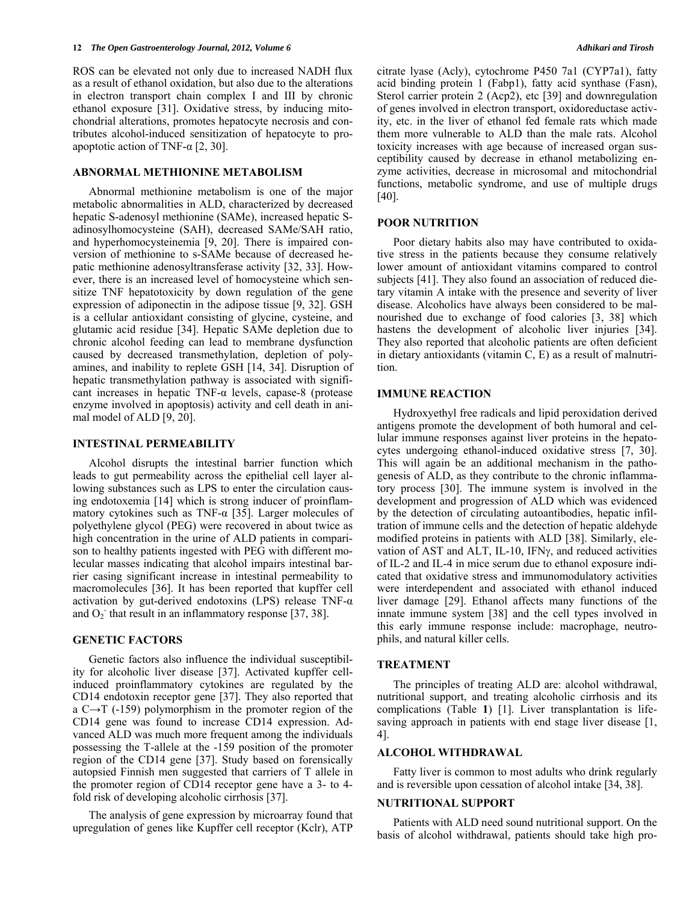ROS can be elevated not only due to increased NADH flux as a result of ethanol oxidation, but also due to the alterations in electron transport chain complex I and III by chronic ethanol exposure [31]. Oxidative stress, by inducing mitochondrial alterations, promotes hepatocyte necrosis and contributes alcohol-induced sensitization of hepatocyte to pro-apoptotic action of TNF-α [2, 30].

## ABNORMAL METHIONINE METABOLISM

Abnormal methionine metabolism is one of the major metabolic abnormalities in ALD, characterized by decreased hepatic S-adenosyl methionine (SAMe), increased hepatic S-adinosylhomocysteine (SAH), decreased SAMe/SAH ratio, and hyperhomocysteinemia [9, 20]. There is impaired conversion of methionine to s-SAMe because of decreased hepatic methionine adenosyltransferase activity [32, 33]. However, there is an increased level of homocysteine which sensitize TNF hepatotoxicity by down regulation of the gene expression of adiponectin in the adipose tissue [9, 32]. GSH is a cellular antioxidant consisting of glycine, cysteine, and glutamic acid residue [34]. Hepatic SAMe depletion due to chronic alcohol feeding can lead to membrane dysfunction caused by decreased transmethylation, depletion of polyamines, and inability to replete GSH [14, 34]. Disruption of hepatic transmethylation pathway is associated with significant increases in hepatic TNF-α levels, capase-8 (protease enzyme involved in apoptosis) activity and cell death in animal model of ALD [9, 20].

## INTESTINAL PERMEABILITY

Alcohol disrupts the intestinal barrier function which leads to gut permeability across the epithelial cell layer allowing substances such as LPS to enter the circulation causing endotoxemia [14] which is strong inducer of proinflammatory cytokines such as TNF-α [35]. Larger molecules of polyethylene glycol (PEG) were recovered in about twice as high concentration in the urine of ALD patients in comparison to healthy patients ingested with PEG with different molecular masses indicating that alcohol impairs intestinal barrier casing significant increase in intestinal permeability to macromolecules [36]. It has been reported that kupffer cell activation by gut-derived endotoxins (LPS) release TNF-α and $O_2^-$ that result in an inflammatory response [37, 38].

## GENETIC FACTORS

Genetic factors also influence the individual susceptibility for alcoholic liver disease [37]. Activated kupffer cell-induced proinflammatory cytokines are regulated by the CD14 endotoxin receptor gene [37]. They also reported that a C→T (-159) polymorphism in the promoter region of the CD14 gene was found to increase CD14 expression. Advanced ALD was much more frequent among the individuals possessing the T-allele at the -159 position of the promoter region of the CD14 gene [37]. Study based on forensically autopsied Finnish men suggested that carriers of T allele in the promoter region of CD14 receptor gene have a 3- to 4-fold risk of developing alcoholic cirrhosis [37].

The analysis of gene expression by microarray found that upregulation of genes like Kupffer cell receptor (Kclr), ATP citrate lyase (Acly), cytochrome P450 7a1 (CYP7a1), fatty acid binding protein 1 (Fabp1), fatty acid synthase (Fasn), Sterol carrier protein 2 (Acp2), etc [39] and downregulation of genes involved in electron transport, oxidoreductase activity, etc. in the liver of ethanol fed female rats which made them more vulnerable to ALD than the male rats. Alcohol toxicity increases with age because of increased organ susceptibility caused by decrease in ethanol metabolizing enzyme activities, decrease in microsomal and mitochondrial functions, metabolic syndrome, and use of multiple drugs [40].

## POOR NUTRITION

Poor dietary habits also may have contributed to oxidative stress in the patients because they consume relatively lower amount of antioxidant vitamins compared to control subjects [41]. They also found an association of reduced dietary vitamin A intake with the presence and severity of liver disease. Alcoholics have always been considered to be malnourished due to exchange of food calories [3, 38] which hastens the development of alcoholic liver injuries [34]. They also reported that alcoholic patients are often deficient in dietary antioxidants (vitamin C, E) as a result of malnutrition.

## IMMUNE REACTION

Hydroxyethyl free radicals and lipid peroxidation derived antigens promote the development of both humoral and cellular immune responses against liver proteins in the hepatocytes undergoing ethanol-induced oxidative stress [7, 30]. This will again be an additional mechanism in the pathogenesis of ALD, as they contribute to the chronic inflammatory process [30]. The immune system is involved in the development and progression of ALD which was evidenced by the detection of circulating autoantibodies, hepatic infiltration of immune cells and the detection of hepatic aldehyde modified proteins in patients with ALD [38]. Similarly, elevation of AST and ALT, IL-10, IFNγ, and reduced activities of IL-2 and IL-4 in mice serum due to ethanol exposure indicated that oxidative stress and immunomodulatory activities were interdependent and associated with ethanol induced liver damage [29]. Ethanol affects many functions of the innate immune system [38] and the cell types involved in this early immune response include: macrophage, neutrophils, and natural killer cells.

## TREATMENT

The principles of treating ALD are: alcohol withdrawal, nutritional support, and treating alcoholic cirrhosis and its complications (Table **1**) [1]. Liver transplantation is life-saving approach in patients with end stage liver disease [1, 4].

## ALCOHOL WITHDRAWAL

Fatty liver is common to most adults who drink regularly and is reversible upon cessation of alcohol intake [34, 38].

## NUTRITIONAL SUPPORT

Patients with ALD need sound nutritional support. On the basis of alcohol withdrawal, patients should take high pro-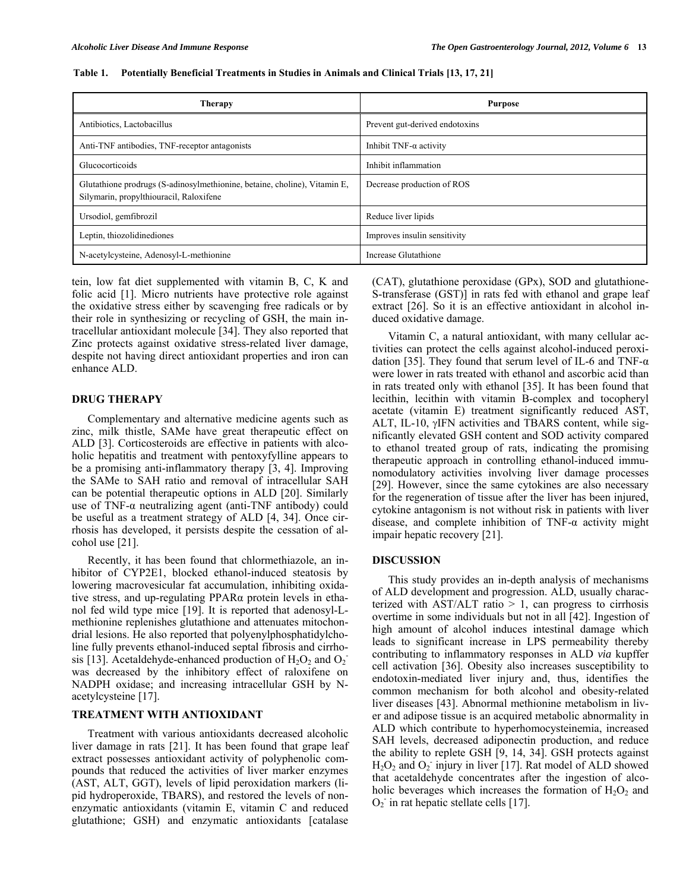**Table 1. Potentially Beneficial Treatments in Studies in Animals and Clinical Trials [13, 17, 21]**

| Therapy | Purpose |
|---|---|
| Antibiotics, Lactobacillus | Prevent gut-derived endotoxins |
| Anti-TNF antibodies, TNF-receptor antagonists | Inhibit TNF-α activity |
| Glucocorticoids | Inhibit inflammation |
| Glutathione prodrugs (S-adinosylmethionine, betaine, choline), Vitamin E, Silymarin, propylthiouracil, Raloxifene | Decrease production of ROS |
| Ursodiol, gemfibrozil | Reduce liver lipids |
| Leptin, thiozolidinediones | Improves insulin sensitivity |
| N-acetylcysteine, Adenosyl-L-methionine | Increase Glutathione |

tein, low fat diet supplemented with vitamin B, C, K and folic acid [1]. Micro nutrients have protective role against the oxidative stress either by scavenging free radicals or by their role in synthesizing or recycling of GSH, the main intracellular antioxidant molecule [34]. They also reported that Zinc protects against oxidative stress-related liver damage, despite not having direct antioxidant properties and iron can enhance ALD.

## DRUG THERAPY

Complementary and alternative medicine agents such as zinc, milk thistle, SAMe have great therapeutic effect on ALD [3]. Corticosteroids are effective in patients with alcoholic hepatitis and treatment with pentoxyfylline appears to be a promising anti-inflammatory therapy [3, 4]. Improving the SAMe to SAH ratio and removal of intracellular SAH can be potential therapeutic options in ALD [20]. Similarly use of TNF-α neutralizing agent (anti-TNF antibody) could be useful as a treatment strategy of ALD [4, 34]. Once cirrhosis has developed, it persists despite the cessation of alcohol use [21].

Recently, it has been found that chlormethiazole, an inhibitor of CYP2E1, blocked ethanol-induced steatosis by lowering macrovesicular fat accumulation, inhibiting oxidative stress, and up-regulating PPARα protein levels in ethanol fed wild type mice [19]. It is reported that adenosyl-L-methionine replenishes glutathione and attenuates mitochondrial lesions. He also reported that polyenylphosphatidylcholine fully prevents ethanol-induced septal fibrosis and cirrhosis [13]. Acetaldehyde-enhanced production of $H_2O_2$ and $O_2^-$ was decreased by the inhibitory effect of raloxifene on NADPH oxidase; and increasing intracellular GSH by N-acetylcysteine [17].

## TREATMENT WITH ANTIOXIDANT

Treatment with various antioxidants decreased alcoholic liver damage in rats [21]. It has been found that grape leaf extract possesses antioxidant activity of polyphenolic compounds that reduced the activities of liver marker enzymes (AST, ALT, GGT), levels of lipid peroxidation markers (lipid hydroperoxide, TBARS), and restored the levels of non-enzymatic antioxidants (vitamin E, vitamin C and reduced glutathione; GSH) and enzymatic antioxidants [catalase (CAT), glutathione peroxidase (GPx), SOD and glutathione-S-transferase (GST)] in rats fed with ethanol and grape leaf extract [26]. So it is an effective antioxidant in alcohol induced oxidative damage.

Vitamin C, a natural antioxidant, with many cellular activities can protect the cells against alcohol-induced peroxidation [35]. They found that serum level of IL-6 and TNF-α were lower in rats treated with ethanol and ascorbic acid than in rats treated only with ethanol [35]. It has been found that lecithin, lecithin with vitamin B-complex and tocopheryl acetate (vitamin E) treatment significantly reduced AST, ALT, IL-10, γIFN activities and TBARS content, while significantly elevated GSH content and SOD activity compared to ethanol treated group of rats, indicating the promising therapeutic approach in controlling ethanol-induced immunomodulatory activities involving liver damage processes [29]. However, since the same cytokines are also necessary for the regeneration of tissue after the liver has been injured, cytokine antagonism is not without risk in patients with liver disease, and complete inhibition of TNF-α activity might impair hepatic recovery [21].

## DISCUSSION

This study provides an in-depth analysis of mechanisms of ALD development and progression. ALD, usually characterized with AST/ALT ratio > 1, can progress to cirrhosis overtime in some individuals but not in all [42]. Ingestion of high amount of alcohol induces intestinal damage which leads to significant increase in LPS permeability thereby contributing to inflammatory responses in ALD *via* kupffer cell activation [36]. Obesity also increases susceptibility to endotoxin-mediated liver injury and, thus, identifies the common mechanism for both alcohol and obesity-related liver diseases [43]. Abnormal methionine metabolism in liver and adipose tissue is an acquired metabolic abnormality in ALD which contribute to hyperhomocysteinemia, increased SAH levels, decreased adiponectin production, and reduce the ability to replete GSH [9, 14, 34]. GSH protects against $H_2O_2$ and $O_2^-$ injury in liver [17]. Rat model of ALD showed that acetaldehyde concentrates after the ingestion of alcoholic beverages which increases the formation of $H_2O_2$ and $O_2^-$ in rat hepatic stellate cells [17].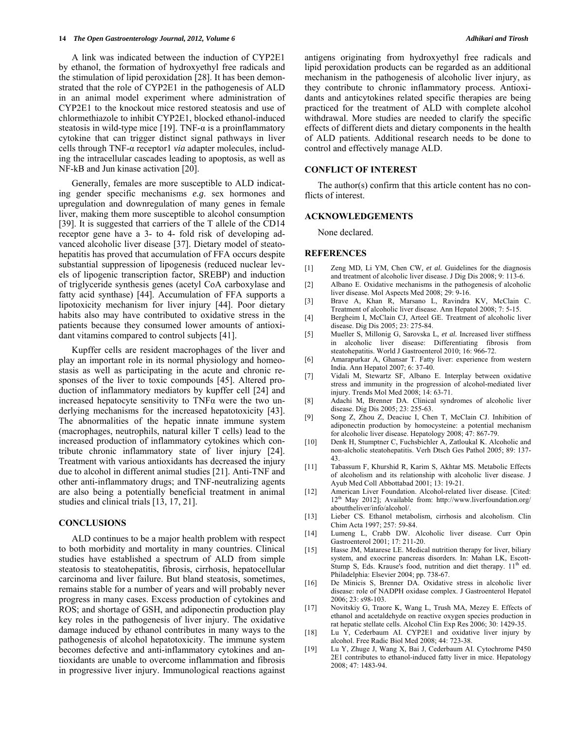A link was indicated between the induction of CYP2E1 by ethanol, the formation of hydroxyethyl free radicals and the stimulation of lipid peroxidation [28]. It has been demonstrated that the role of CYP2E1 in the pathogenesis of ALD in an animal model experiment where administration of CYP2E1 to the knockout mice restored steatosis and use of chlormethiazole to inhibit CYP2E1, blocked ethanol-induced steatosis in wild-type mice [19]. TNF-α is a proinflammatory cytokine that can trigger distinct signal pathways in liver cells through TNF-α receptor1 *via* adapter molecules, including the intracellular cascades leading to apoptosis, as well as NF-kB and Jun kinase activation [20].

Generally, females are more susceptible to ALD indicating gender specific mechanisms *e.g.* sex hormones and upregulation and downregulation of many genes in female liver, making them more susceptible to alcohol consumption [39]. It is suggested that carriers of the T allele of the CD14 receptor gene have a 3- to 4- fold risk of developing advanced alcoholic liver disease [37]. Dietary model of steatohepatitis has proved that accumulation of FFA occurs despite substantial suppression of lipogenesis (reduced nuclear levels of lipogenic transcription factor, SREBP) and induction of triglyceride synthesis genes (acetyl CoA carboxylase and fatty acid synthase) [44]. Accumulation of FFA supports a lipotoxicity mechanism for liver injury [44]. Poor dietary habits also may have contributed to oxidative stress in the patients because they consumed lower amounts of antioxidant vitamins compared to control subjects [41].

Kupffer cells are resident macrophages of the liver and play an important role in its normal physiology and homeostasis as well as participating in the acute and chronic responses of the liver to toxic compounds [45]. Altered production of inflammatory mediators by kupffer cell [24] and increased hepatocyte sensitivity to TNFα were the two underlying mechanisms for the increased hepatotoxicity [43]. The abnormalities of the hepatic innate immune system (macrophages, neutrophils, natural killer T cells) lead to the increased production of inflammatory cytokines which contribute chronic inflammatory state of liver injury [24]. Treatment with various antioxidants has decreased the injury due to alcohol in different animal studies [21]. Anti-TNF and other anti-inflammatory drugs; and TNF-neutralizing agents are also being a potentially beneficial treatment in animal studies and clinical trials [13, 17, 21].

## CONCLUSIONS

ALD continues to be a major health problem with respect to both morbidity and mortality in many countries. Clinical studies have established a spectrum of ALD from simple steatosis to steatohepatitis, fibrosis, cirrhosis, hepatocellular carcinoma and liver failure. But bland steatosis, sometimes, remains stable for a number of years and will probably never progress in many cases. Excess production of cytokines and ROS; and shortage of GSH, and adiponectin production play key roles in the pathogenesis of liver injury. The oxidative damage induced by ethanol contributes in many ways to the pathogenesis of alcohol hepatotoxicity. The immune system becomes defective and anti-inflammatory cytokines and antioxidants are unable to overcome inflammation and fibrosis in progressive liver injury. Immunological reactions against antigens originating from hydroxyethyl free radicals and lipid peroxidation products can be regarded as an additional mechanism in the pathogenesis of alcoholic liver injury, as they contribute to chronic inflammatory process. Antioxidants and anticytokines related specific therapies are being practiced for the treatment of ALD with complete alcohol withdrawal. More studies are needed to clarify the specific effects of different diets and dietary components in the health of ALD patients. Additional research needs to be done to control and effectively manage ALD.

## CONFLICT OF INTEREST

The author(s) confirm that this article content has no conflicts of interest.

## ACKNOWLEDGEMENTS

None declared.

## REFERENCES

[1] Zeng MD, Li YM, Chen CW, *et al.* Guidelines for the diagnosis and treatment of alcoholic liver disease. J Dig Dis 2008; 9: 113-6.

[2] Albano E. Oxidative mechanisms in the pathogenesis of alcoholic liver disease. Mol Aspects Med 2008; 29: 9-16.

[3] Brave A, Khan R, Marsano L, Ravindra KV, McClain C. Treatment of alcoholic liver disease. Ann Hepatol 2008; 7: 5-15.

[4] Bergheim I, McClain CJ, Arteel GE. Treatment of alcoholic liver disease. Dig Dis 2005; 23: 275-84.

[5] Mueller S, Millonig G, Sarovska L, *et al.* Increased liver stiffness in alcoholic liver disease: Differentiating fibrosis from steatohepatitis. World J Gastroenterol 2010; 16: 966-72.

[6] Amarapurkar A, Ghansar T. Fatty liver: experience from western India. Ann Hepatol 2007; 6: 37-40.

[7] Vidali M, Stewartz SF, Albano E. Interplay between oxidative stress and immunity in the progression of alcohol-mediated liver injury. Trends Mol Med 2008; 14: 63-71.

[8] Adachi M, Brenner DA. Clinical syndromes of alcoholic liver disease. Dig Dis 2005; 23: 255-63.

[9] Song Z, Zhou Z, Deaciuc I, Chen T, McClain CJ. Inhibition of adiponectin production by homocysteine: a potential mechanism for alcoholic liver disease. Hepatology 2008; 47: 867-79.

[10] Denk H, Stumptner C, Fuchsbichler A, Zatloukal K. Alcoholic and non-alcoholic steatohepatitis. Verh Dtsch Ges Pathol 2005; 89: 137-43.

[11] Tabassum F, Khurshid R, Karim S, Akhtar MS. Metabolic Effects of alcoholism and its relationship with alcoholic liver disease. J Ayub Med Coll Abbottabad 2001; 13: 19-21.

[12] American Liver Foundation. Alcohol-related liver disease. [Cited: 12th May 2012]; Available from: http://www.liverfoundation.org/abouttheliver/info/alcohol/.

[13] Lieber CS. Ethanol metabolism, cirrhosis and alcoholism. Clin Chim Acta 1997; 257: 59-84.

[14] Lumeng L, Crabb DW. Alcoholic liver disease. Curr Opin Gastroenterol 2001; 17: 211-20.

[15] Hasse JM, Matarese LE. Medical nutrition therapy for liver, biliary system, and exocrine pancreas disorders. In: Mahan LK, Escott-Stump S, Eds. Krause's food, nutrition and diet therapy. 11th ed. Philadelphia: Elsevier 2004; pp. 738-67.

[16] De Minicis S, Brenner DA. Oxidative stress in alcoholic liver disease: role of NADPH oxidase complex. J Gastroenterol Hepatol 2006; 23: s98-103.

[17] Novitskiy G, Traore K, Wang L, Trush MA, Mezey E. Effects of ethanol and acetaldehyde on reactive oxygen species production in rat hepatic stellate cells. Alcohol Clin Exp Res 2006; 30: 1429-35.

[18] Lu Y, Cederbaum AI. CYP2E1 and oxidative liver injury by alcohol. Free Radic Biol Med 2008; 44: 723-38.

[19] Lu Y, Zhuge J, Wang X, Bai J, Cederbaum AI. Cytochrome P450 2E1 contributes to ethanol-induced fatty liver in mice. Hepatology 2008; 47: 1483-94.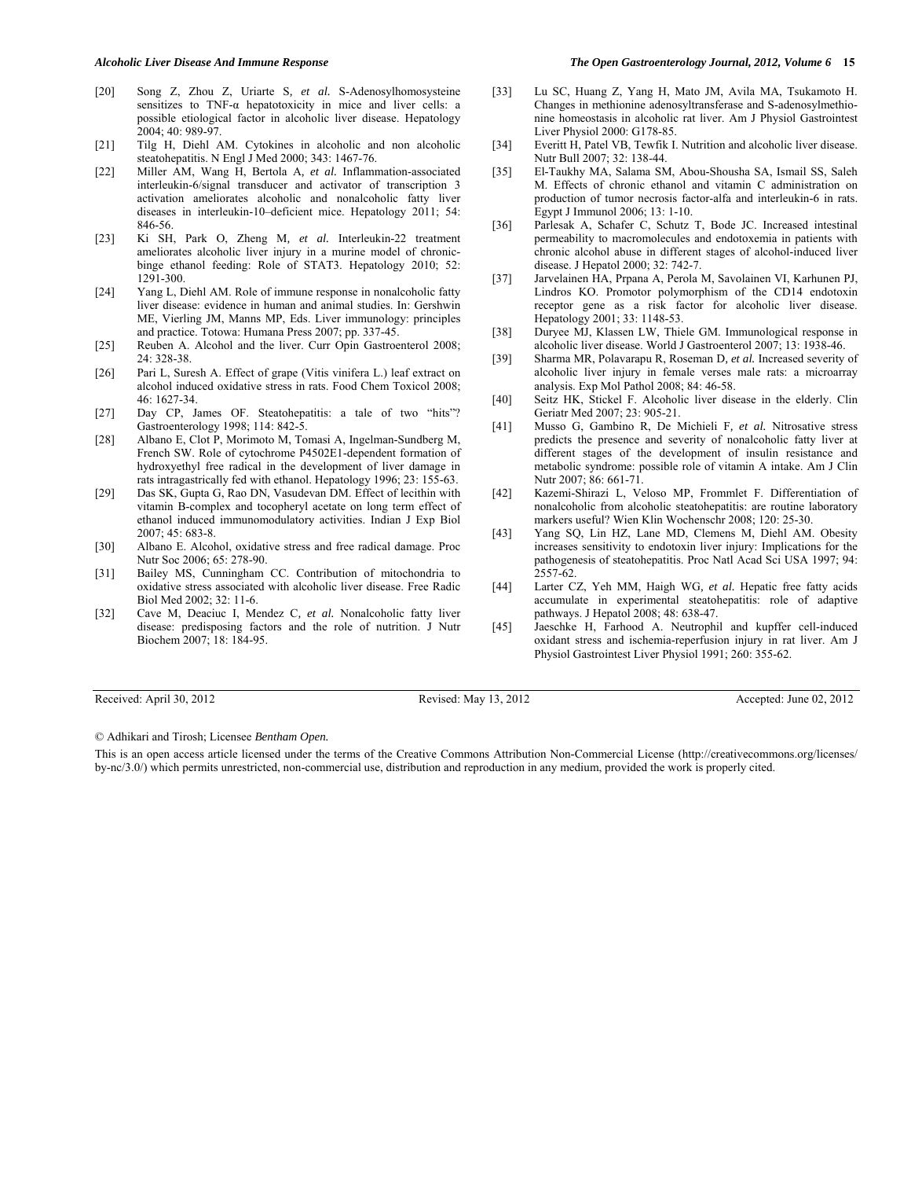[20] Song Z, Zhou Z, Uriarte S, *et al.* S-Adenosylhomosysteine sensitizes to TNF-α hepatotoxicity in mice and liver cells: a possible etiological factor in alcoholic liver disease. Hepatology 2004; 40: 989-97.

[21] Tilg H, Diehl AM. Cytokines in alcoholic and non alcoholic steatohepatitis. N Engl J Med 2000; 343: 1467-76.

[22] Miller AM, Wang H, Bertola A, *et al.* Inflammation-associated interleukin-6/signal transducer and activator of transcription 3 activation ameliorates alcoholic and nonalcoholic fatty liver diseases in interleukin-10–deficient mice. Hepatology 2011; 54: 846-56.

[23] Ki SH, Park O, Zheng M, *et al.* Interleukin-22 treatment ameliorates alcoholic liver injury in a murine model of chronic-binge ethanol feeding: Role of STAT3. Hepatology 2010; 52: 1291-300.

[24] Yang L, Diehl AM. Role of immune response in nonalcoholic fatty liver disease: evidence in human and animal studies. In: Gershwin ME, Vierling JM, Manns MP, Eds. Liver immunology: principles and practice. Totowa: Humana Press 2007; pp. 337-45.

[25] Reuben A. Alcohol and the liver. Curr Opin Gastroenterol 2008; 24: 328-38.

[26] Pari L, Suresh A. Effect of grape (Vitis vinifera L.) leaf extract on alcohol induced oxidative stress in rats. Food Chem Toxicol 2008; 46: 1627-34.

[27] Day CP, James OF. Steatohepatitis: a tale of two "hits"? Gastroenterology 1998; 114: 842-5.

[28] Albano E, Clot P, Morimoto M, Tomasi A, Ingelman-Sundberg M, French SW. Role of cytochrome P4502E1-dependent formation of hydroxyethyl free radical in the development of liver damage in rats intragastrically fed with ethanol. Hepatology 1996; 23: 155-63.

[29] Das SK, Gupta G, Rao DN, Vasudevan DM. Effect of lecithin with vitamin B-complex and tocopheryl acetate on long term effect of ethanol induced immunomodulatory activities. Indian J Exp Biol 2007; 45: 683-8.

[30] Albano E. Alcohol, oxidative stress and free radical damage. Proc Nutr Soc 2006; 65: 278-90.

[31] Bailey MS, Cunningham CC. Contribution of mitochondria to oxidative stress associated with alcoholic liver disease. Free Radic Biol Med 2002; 32: 11-6.

[32] Cave M, Deaciuc I, Mendez C, *et al.* Nonalcoholic fatty liver disease: predisposing factors and the role of nutrition. J Nutr Biochem 2007; 18: 184-95.

[33] Lu SC, Huang Z, Yang H, Mato JM, Avila MA, Tsukamoto H. Changes in methionine adenosyltransferase and S-adenosylmethionine homeostasis in alcoholic rat liver. Am J Physiol Gastrointest Liver Physiol 2000: G178-85.

[34] Everitt H, Patel VB, Tewfik I. Nutrition and alcoholic liver disease. Nutr Bull 2007; 32: 138-44.

[35] El-Taukhy MA, Salama SM, Abou-Shousha SA, Ismail SS, Saleh M. Effects of chronic ethanol and vitamin C administration on production of tumor necrosis factor-alfa and interleukin-6 in rats. Egypt J Immunol 2006; 13: 1-10.

[36] Parlesak A, Schafer C, Schutz T, Bode JC. Increased intestinal permeability to macromolecules and endotoxemia in patients with chronic alcohol abuse in different stages of alcohol-induced liver disease. J Hepatol 2000; 32: 742-7.

[37] Jarvelainen HA, Prpana A, Perola M, Savolainen VI, Karhunen PJ, Lindros KO. Promotor polymorphism of the CD14 endotoxin receptor gene as a risk factor for alcoholic liver disease. Hepatology 2001; 33: 1148-53.

[38] Duryee MJ, Klassen LW, Thiele GM. Immunological response in alcoholic liver disease. World J Gastroenterol 2007; 13: 1938-46.

[39] Sharma MR, Polavarapu R, Roseman D, *et al.* Increased severity of alcoholic liver injury in female verses male rats: a microarray analysis. Exp Mol Pathol 2008; 84: 46-58.

[40] Seitz HK, Stickel F. Alcoholic liver disease in the elderly. Clin Geriatr Med 2007; 23: 905-21.

[41] Musso G, Gambino R, De Michieli F, *et al.* Nitrosative stress predicts the presence and severity of nonalcoholic fatty liver at different stages of the development of insulin resistance and metabolic syndrome: possible role of vitamin A intake. Am J Clin Nutr 2007; 86: 661-71.

[42] Kazemi-Shirazi L, Veloso MP, Frommlet F. Differentiation of nonalcoholic from alcoholic steatohepatitis: are routine laboratory markers useful? Wien Klin Wochenschr 2008; 120: 25-30.

[43] Yang SQ, Lin HZ, Lane MD, Clemens M, Diehl AM. Obesity increases sensitivity to endotoxin liver injury: Implications for the pathogenesis of steatohepatitis. Proc Natl Acad Sci USA 1997; 94: 2557-62.

[44] Larter CZ, Yeh MM, Haigh WG, *et al.* Hepatic free fatty acids accumulate in experimental steatohepatitis: role of adaptive pathways. J Hepatol 2008; 48: 638-47.

[45] Jaeschke H, Farhood A. Neutrophil and kupffer cell-induced oxidant stress and ischemia-reperfusion injury in rat liver. Am J Physiol Gastrointest Liver Physiol 1991; 260: 355-62.

Received: April 30, 2012 Revised: May 13, 2012 Accepted: June 02, 2012

© Adhikari and Tirosh; Licensee *Bentham Open.*

This is an open access article licensed under the terms of the Creative Commons Attribution Non-Commercial License (http://creativecommons.org/licenses/by-nc/3.0/) which permits unrestricted, non-commercial use, distribution and reproduction in any medium, provided the work is properly cited.